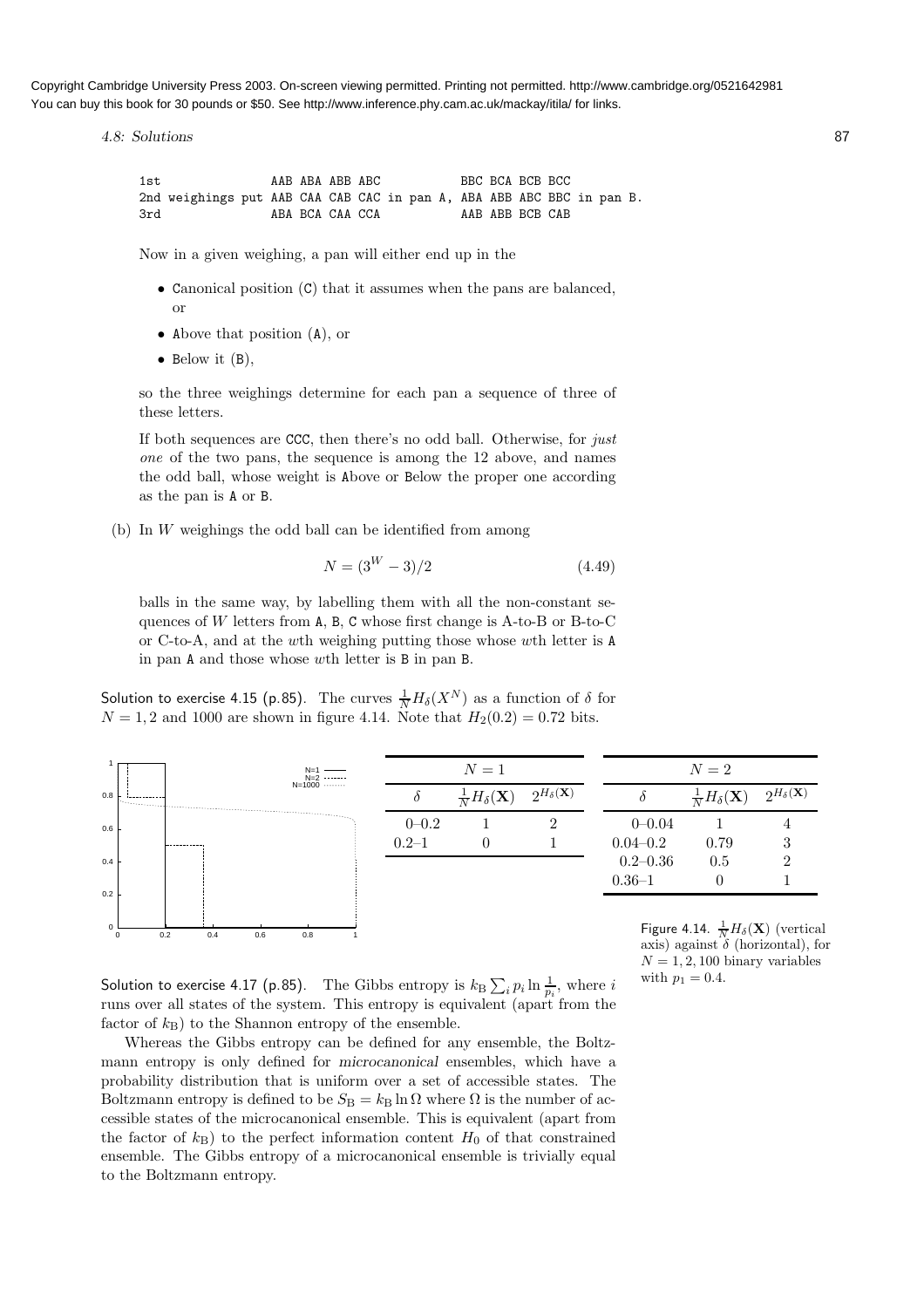```
1st              AAB ABA ABB ABC           BBC BCA BCB BCC
2nd weighings put AAB CAA CAB CAC in pan A, ABA ABB ABC BBC in pan B.
3rd              ABA BCA CAA CCA           AAB ABB BCB CAB
```

Now in a given weighing, a pan will either end up in the

- Canonical position (C) that it assumes when the pans are balanced, or
- Above that position (A), or
- Below it (B),

so the three weighings determine for each pan a sequence of three of these letters.

If both sequences are CCC, then there's no odd ball. Otherwise, for *just one* of the two pans, the sequence is among the 12 above, and names the odd ball, whose weight is Above or Below the proper one according as the pan is A or B.

(b) In $W$ weighings the odd ball can be identified from among

$$N = (3^W - 3)/2 \tag{4.49}$$

balls in the same way, by labelling them with all the non-constant sequences of $W$ letters from A, B, C whose first change is A-to-B or B-to-C or C-to-A, and at the $w$th weighing putting those whose $w$th letter is A in pan A and those whose $w$th letter is B in pan B.

Solution to exercise 4.15 (p.85). The curves $\frac{1}{N} H_\delta(X^N)$ as a function of $\delta$ for $N = 1, 2$ and 1000 are shown in figure 4.14. Note that $H_2(0.2) = 0.72$ bits.

| $N=1$ | | |
|---|---|---|
| $\delta$ | $\frac{1}{N}H_\delta(\mathbf{X})$ | $2^{H_\delta(\mathbf{X})}$ |
| 0–0.2 | 1 | 2 |
| 0.2–1 | 0 | 1 |

| $N=2$ | | |
|---|---|---|
| $\delta$ | $\frac{1}{N}H_\delta(\mathbf{X})$ | $2^{H_\delta(\mathbf{X})}$ |
| 0–0.04 | 1 | 4 |
| 0.04–0.2 | 0.79 | 3 |
| 0.2–0.36 | 0.5 | 2 |
| 0.36–1 | 0 | 1 |

Figure 4.14. $\frac{1}{N}H_\delta(\mathbf{X})$ (vertical axis) against $\delta$ (horizontal), for $N = 1, 2, 100$ binary variables with $p_1 = 0.4$.

Solution to exercise 4.17 (p.85). The Gibbs entropy is $k_B \sum_i p_i \ln \frac{1}{p_i}$, where $i$ runs over all states of the system. This entropy is equivalent (apart from the factor of $k_B$) to the Shannon entropy of the ensemble.

Whereas the Gibbs entropy can be defined for any ensemble, the Boltzmann entropy is only defined for *microcanonical* ensembles, which have a probability distribution that is uniform over a set of accessible states. The Boltzmann entropy is defined to be $S_B = k_B \ln \Omega$ where $\Omega$ is the number of accessible states of the microcanonical ensemble. This is equivalent (apart from the factor of $k_B$) to the perfect information content $H_0$ of that constrained ensemble. The Gibbs entropy of a microcanonical ensemble is trivially equal to the Boltzmann entropy.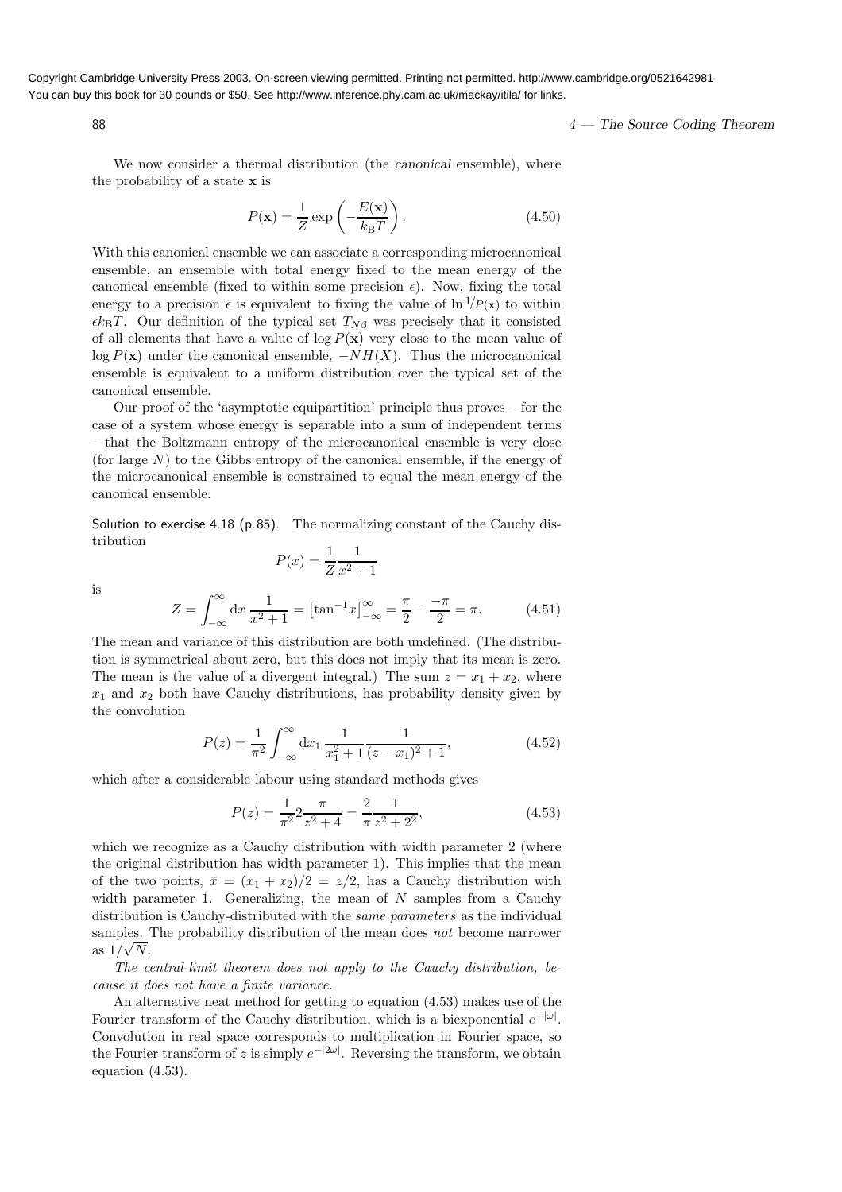We now consider a thermal distribution (the *canonical* ensemble), where the probability of a state $\mathbf{x}$ is

$$P(\mathbf{x}) = \frac{1}{Z} \exp\left(-\frac{E(\mathbf{x})}{k_{\mathrm{B}}T}\right). \tag{4.50}$$

With this canonical ensemble we can associate a corresponding microcanonical ensemble, an ensemble with total energy fixed to the mean energy of the canonical ensemble (fixed to within some precision $\epsilon$). Now, fixing the total energy to a precision $\epsilon$ is equivalent to fixing the value of $\ln {}^1\!/\!P(\mathbf{x})$ to within $\epsilon k_{\mathrm{B}}T$. Our definition of the typical set $T_{N\beta}$ was precisely that it consisted of all elements that have a value of $\log P(\mathbf{x})$ very close to the mean value of $\log P(\mathbf{x})$ under the canonical ensemble, $-NH(X)$. Thus the microcanonical ensemble is equivalent to a uniform distribution over the typical set of the canonical ensemble.

Our proof of the 'asymptotic equipartition' principle thus proves – for the case of a system whose energy is separable into a sum of independent terms – that the Boltzmann entropy of the microcanonical ensemble is very close (for large $N$) to the Gibbs entropy of the canonical ensemble, if the energy of the microcanonical ensemble is constrained to equal the mean energy of the canonical ensemble.

Solution to exercise 4.18 (p.85). The normalizing constant of the Cauchy distribution

$$P(x) = \frac{1}{Z}\frac{1}{x^2+1}$$

is

$$Z = \int_{-\infty}^{\infty} \mathrm{d}x \, \frac{1}{x^2+1} = \left[\tan^{-1}x\right]_{-\infty}^{\infty} = \frac{\pi}{2} - \frac{-\pi}{2} = \pi. \tag{4.51}$$

The mean and variance of this distribution are both undefined. (The distribution is symmetrical about zero, but this does not imply that its mean is zero. The mean is the value of a divergent integral.) The sum $z = x_1 + x_2$, where $x_1$ and $x_2$ both have Cauchy distributions, has probability density given by the convolution

$$P(z) = \frac{1}{\pi^2}\int_{-\infty}^{\infty} \mathrm{d}x_1 \, \frac{1}{x_1^2+1}\frac{1}{(z-x_1)^2+1}, \tag{4.52}$$

which after a considerable labour using standard methods gives

$$P(z) = \frac{1}{\pi^2} 2 \frac{\pi}{z^2+4} = \frac{2}{\pi}\frac{1}{z^2+2^2}, \tag{4.53}$$

which we recognize as a Cauchy distribution with width parameter 2 (where the original distribution has width parameter 1). This implies that the mean of the two points, $\bar{x} = (x_1 + x_2)/2 = z/2$, has a Cauchy distribution with width parameter 1. Generalizing, the mean of $N$ samples from a Cauchy distribution is Cauchy-distributed with the *same parameters* as the individual samples. The probability distribution of the mean does *not* become narrower as $1/\sqrt{N}$.

*The central-limit theorem does not apply to the Cauchy distribution, because it does not have a finite variance.*

An alternative neat method for getting to equation (4.53) makes use of the Fourier transform of the Cauchy distribution, which is a biexponential $e^{-|\omega|}$. Convolution in real space corresponds to multiplication in Fourier space, so the Fourier transform of $z$ is simply $e^{-|2\omega|}$. Reversing the transform, we obtain equation (4.53).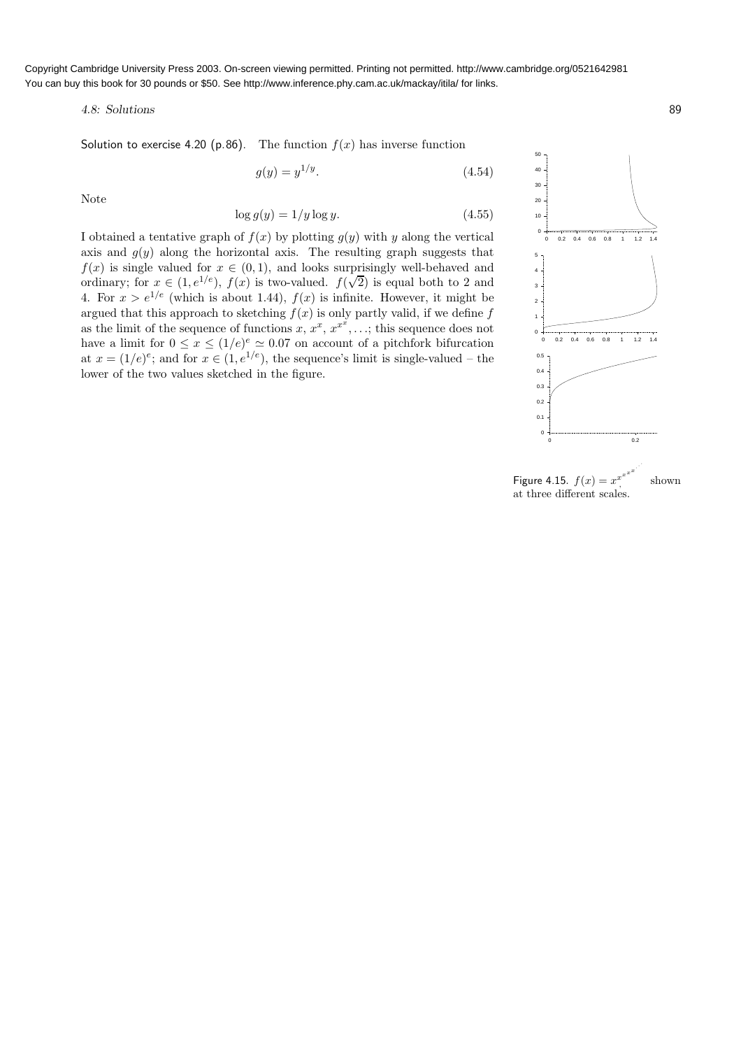Copyright Cambridge University Press 2003. On-screen viewing permitted. Printing not permitted. http://www.cambridge.org/0521642981
You can buy this book for 30 pounds or $50. See http://www.inference.phy.cam.ac.uk/mackay/itila/ for links.

Solution to exercise 4.20 (p.86). The function $f(x)$ has inverse function

$$g(y) = y^{1/y}. \tag{4.54}$$

Note

$$\log g(y) = 1/y \log y. \tag{4.55}$$

I obtained a tentative graph of $f(x)$ by plotting $g(y)$ with $y$ along the vertical axis and $g(y)$ along the horizontal axis. The resulting graph suggests that $f(x)$ is single valued for $x \in (0, 1)$, and looks surprisingly well-behaved and ordinary; for $x \in (1, e^{1/e})$, $f(x)$ is two-valued. $f(\sqrt{2})$ is equal both to 2 and 4. For $x > e^{1/e}$ (which is about 1.44), $f(x)$ is infinite. However, it might be argued that this approach to sketching $f(x)$ is only partly valid, if we define $f$ as the limit of the sequence of functions $x$, $x^x$, $x^{x^x}, \ldots$; this sequence does not have a limit for $0 \le x \le (1/e)^e \simeq 0.07$ on account of a pitchfork bifurcation at $x = (1/e)^e$; and for $x \in (1, e^{1/e})$, the sequence's limit is single-valued – the lower of the two values sketched in the figure.

50
40
30
20
10
0
0 0.2 0.4 0.6 0.8 1 1.2 1.4

5
4
3
2
1
0
0 0.2 0.4 0.6 0.8 1 1.2 1.4

0.5
0.4
0.3
0.2
0.1
0
0 0.2

Figure 4.15. $f(x) = x^{x^{x^{x^{\cdot^{\cdot^{\cdot}}}}}}$, shown at three different scales.